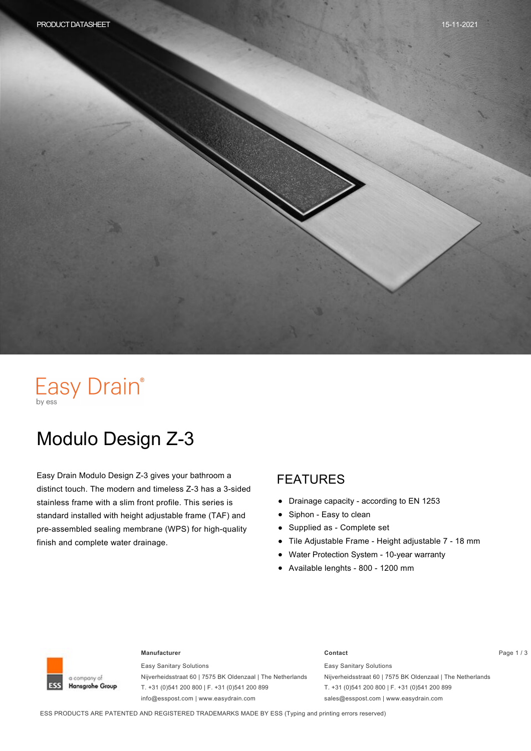PRODUCT DATASHEET

15-11-2021

Easy Drain®
by ess

# Modulo Design Z-3

Easy Drain Modulo Design Z-3 gives your bathroom a distinct touch. The modern and timeless Z-3 has a 3-sided stainless frame with a slim front profile. This series is standard installed with height adjustable frame (TAF) and pre-assembled sealing membrane (WPS) for high-quality finish and complete water drainage.

## FEATURES

- Drainage capacity - according to EN 1253
- Siphon - Easy to clean
- Supplied as - Complete set
- Tile Adjustable Frame - Height adjustable 7 - 18 mm
- Water Protection System - 10-year warranty
- Available lenghts - 800 - 1200 mm

a company of Hansgrohe Group

**Manufacturer**

Easy Sanitary Solutions
Nijverheidsstraat 60 | 7575 BK Oldenzaal | The Netherlands
T. +31 (0)541 200 800 | F. +31 (0)541 200 899
info@esspost.com | www.easydrain.com

**Contact**

Easy Sanitary Solutions
Nijverheidsstraat 60 | 7575 BK Oldenzaal | The Netherlands
T. +31 (0)541 200 800 | F. +31 (0)541 200 899
sales@esspost.com | www.easydrain.com

ESS PRODUCTS ARE PATENTED AND REGISTERED TRADEMARKS MADE BY ESS (Typing and printing errors reserved)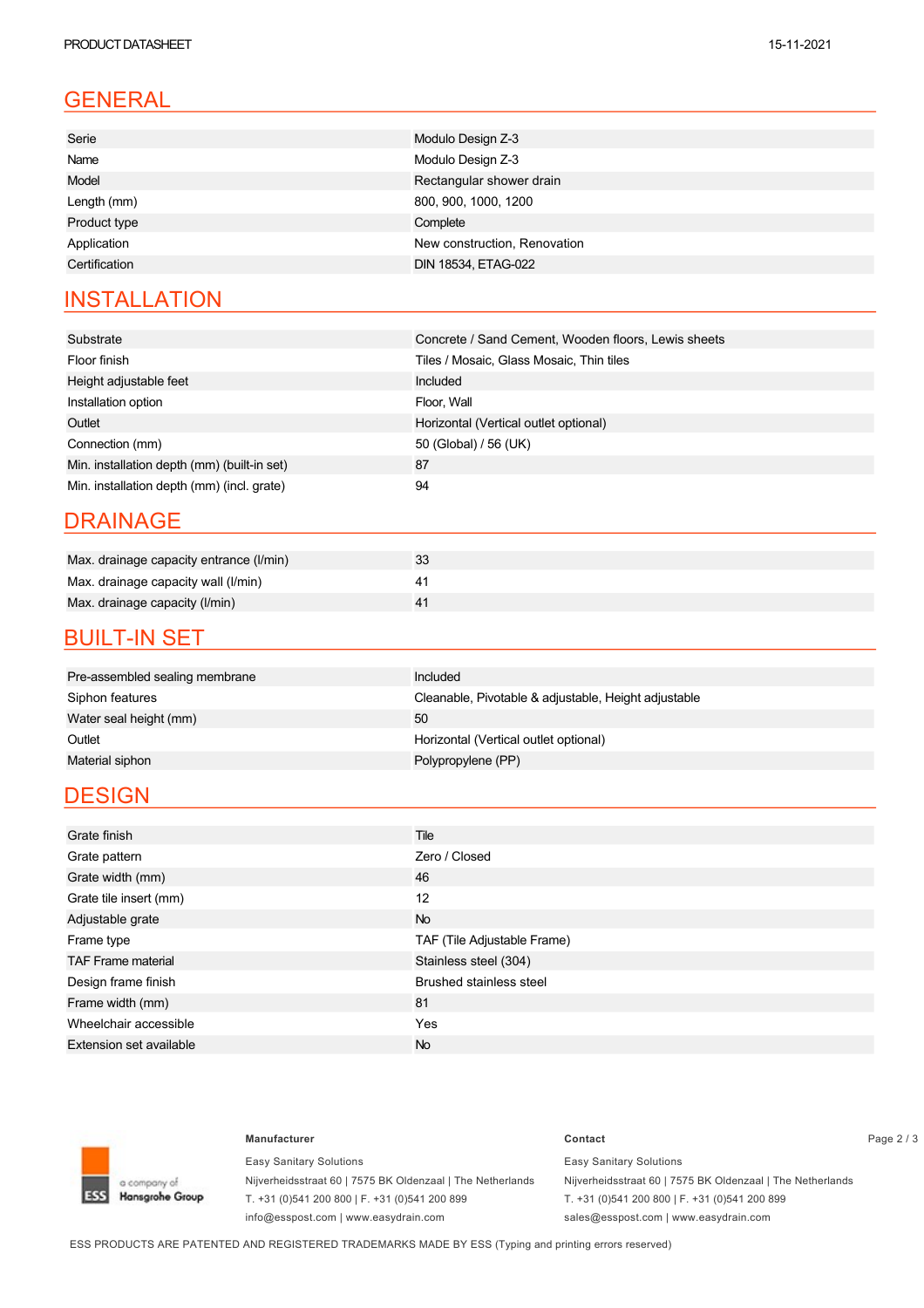## GENERAL

| | |
|---|---|
| Serie | Modulo Design Z-3 |
| Name | Modulo Design Z-3 |
| Model | Rectangular shower drain |
| Length (mm) | 800, 900, 1000, 1200 |
| Product type | Complete |
| Application | New construction, Renovation |
| Certification | DIN 18534, ETAG-022 |

## INSTALLATION

| | |
|---|---|
| Substrate | Concrete / Sand Cement, Wooden floors, Lewis sheets |
| Floor finish | Tiles / Mosaic, Glass Mosaic, Thin tiles |
| Height adjustable feet | Included |
| Installation option | Floor, Wall |
| Outlet | Horizontal (Vertical outlet optional) |
| Connection (mm) | 50 (Global) / 56 (UK) |
| Min. installation depth (mm) (built-in set) | 87 |
| Min. installation depth (mm) (incl. grate) | 94 |

## DRAINAGE

| | |
|---|---|
| Max. drainage capacity entrance (l/min) | 33 |
| Max. drainage capacity wall (l/min) | 41 |
| Max. drainage capacity (l/min) | 41 |

## BUILT-IN SET

| | |
|---|---|
| Pre-assembled sealing membrane | Included |
| Siphon features | Cleanable, Pivotable & adjustable, Height adjustable |
| Water seal height (mm) | 50 |
| Outlet | Horizontal (Vertical outlet optional) |
| Material siphon | Polypropylene (PP) |

## DESIGN

| | |
|---|---|
| Grate finish | Tile |
| Grate pattern | Zero / Closed |
| Grate width (mm) | 46 |
| Grate tile insert (mm) | 12 |
| Adjustable grate | No |
| Frame type | TAF (Tile Adjustable Frame) |
| TAF Frame material | Stainless steel (304) |
| Design frame finish | Brushed stainless steel |
| Frame width (mm) | 81 |
| Wheelchair accessible | Yes |
| Extension set available | No |

ESS a company of Hansgrohe Group

**Manufacturer**

Easy Sanitary Solutions
Nijverheidsstraat 60 | 7575 BK Oldenzaal | The Netherlands
T. +31 (0)541 200 800 | F. +31 (0)541 200 899
info@esspost.com | www.easydrain.com

**Contact**

Easy Sanitary Solutions
Nijverheidsstraat 60 | 7575 BK Oldenzaal | The Netherlands
T. +31 (0)541 200 800 | F. +31 (0)541 200 899
sales@esspost.com | www.easydrain.com

ESS PRODUCTS ARE PATENTED AND REGISTERED TRADEMARKS MADE BY ESS (Typing and printing errors reserved)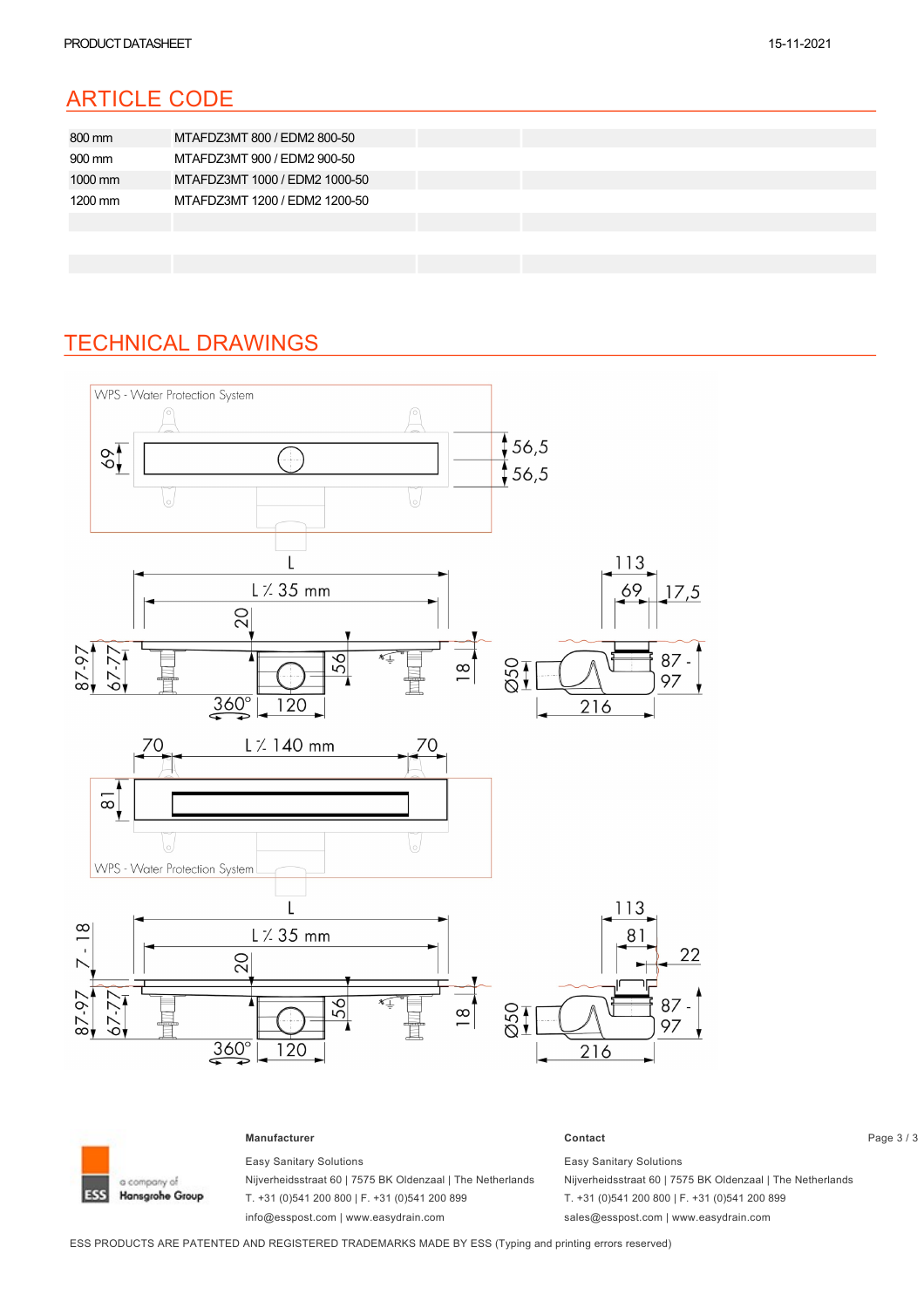## ARTICLE CODE

| | | | |
|---|---|---|---|
| 800 mm | MTAFDZ3MT 800 / EDM2 800-50 | | |
| 900 mm | MTAFDZ3MT 900 / EDM2 900-50 | | |
| 1000 mm | MTAFDZ3MT 1000 / EDM2 1000-50 | | |
| 1200 mm | MTAFDZ3MT 1200 / EDM2 1200-50 | | |
| | | | |
| | | | |

## TECHNICAL DRAWINGS

WPS - Water Protection System
69
56,5
56,5
L
L ⁒ 35 mm
20
87-97
67-77
56
18
360°
120
113
69
17,5
Ø50
87 -
97
216

70
L ⁒ 140 mm
70
81
WPS - Water Protection System
L
L ⁒ 35 mm
20
7 - 18
87-97
67-77
56
18
360°
120
113
81
22
Ø50
87 -
97
216

a company of Hansgrohe Group

**Manufacturer**

Easy Sanitary Solutions
Nijverheidsstraat 60 | 7575 BK Oldenzaal | The Netherlands
T. +31 (0)541 200 800 | F. +31 (0)541 200 899
info@esspost.com | www.easydrain.com

**Contact**

Easy Sanitary Solutions
Nijverheidsstraat 60 | 7575 BK Oldenzaal | The Netherlands
T. +31 (0)541 200 800 | F. +31 (0)541 200 899
sales@esspost.com | www.easydrain.com

ESS PRODUCTS ARE PATENTED AND REGISTERED TRADEMARKS MADE BY ESS (Typing and printing errors reserved)